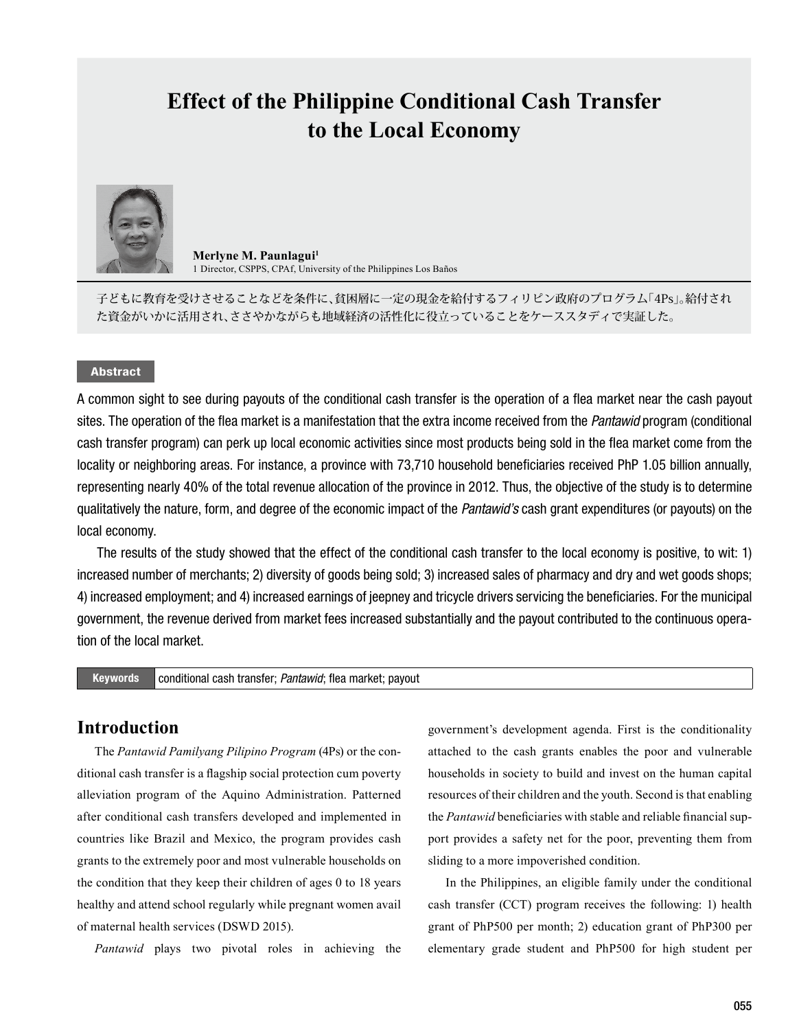# Effect of the Philippine Conditional Cash Transfer to the Local Economy

**Merlyne M. Paunlagui**[1]

[1] Director, CSPPS, CPAf, University of the Philippines Los Baños

子どもに教育を受けさせることなどを条件に、貧困層に一定の現金を給付するフィリピン政府のプログラム「4Ps」。給付された資金がいかに活用され、ささやかながらも地域経済の活性化に役立っていることをケーススタディで実証した。

## Abstract

A common sight to see during payouts of the conditional cash transfer is the operation of a flea market near the cash payout sites. The operation of the flea market is a manifestation that the extra income received from the *Pantawid* program (conditional cash transfer program) can perk up local economic activities since most products being sold in the flea market come from the locality or neighboring areas. For instance, a province with 73,710 household beneficiaries received PhP 1.05 billion annually, representing nearly 40% of the total revenue allocation of the province in 2012. Thus, the objective of the study is to determine qualitatively the nature, form, and degree of the economic impact of the *Pantawid's* cash grant expenditures (or payouts) on the local economy.

The results of the study showed that the effect of the conditional cash transfer to the local economy is positive, to wit: 1) increased number of merchants; 2) diversity of goods being sold; 3) increased sales of pharmacy and dry and wet goods shops; 4) increased employment; and 4) increased earnings of jeepney and tricycle drivers servicing the beneficiaries. For the municipal government, the revenue derived from market fees increased substantially and the payout contributed to the continuous operation of the local market.

**Keywords** conditional cash transfer; *Pantawid*; flea market; payout

## Introduction

The *Pantawid Pamilyang Pilipino Program* (4Ps) or the conditional cash transfer is a flagship social protection cum poverty alleviation program of the Aquino Administration. Patterned after conditional cash transfers developed and implemented in countries like Brazil and Mexico, the program provides cash grants to the extremely poor and most vulnerable households on the condition that they keep their children of ages 0 to 18 years healthy and attend school regularly while pregnant women avail of maternal health services (DSWD 2015).

*Pantawid* plays two pivotal roles in achieving the government's development agenda. First is the conditionality attached to the cash grants enables the poor and vulnerable households in society to build and invest on the human capital resources of their children and the youth. Second is that enabling the *Pantawid* beneficiaries with stable and reliable financial support provides a safety net for the poor, preventing them from sliding to a more impoverished condition.

In the Philippines, an eligible family under the conditional cash transfer (CCT) program receives the following: 1) health grant of PhP500 per month; 2) education grant of PhP300 per elementary grade student and PhP500 for high student per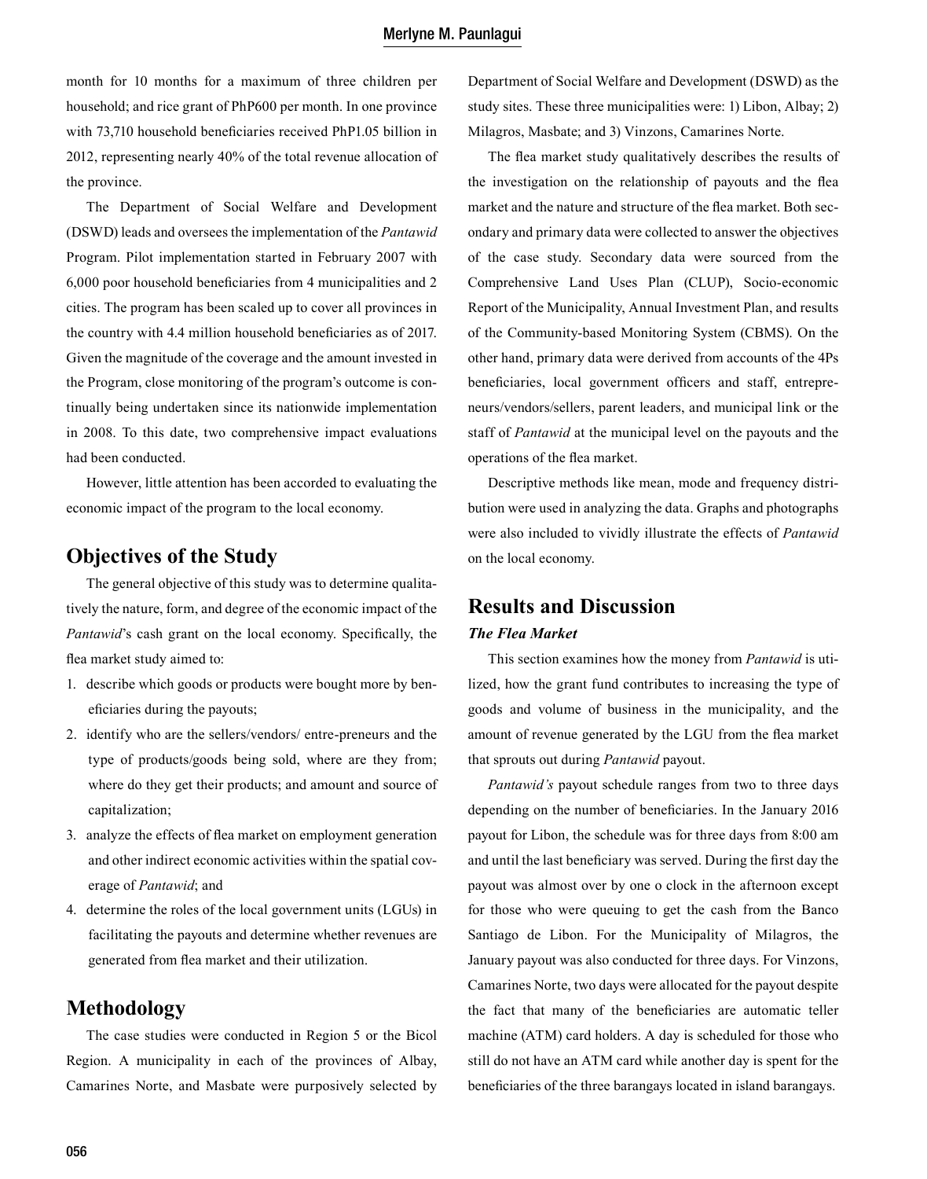month for 10 months for a maximum of three children per household; and rice grant of PhP600 per month. In one province with 73,710 household beneficiaries received PhP1.05 billion in 2012, representing nearly 40% of the total revenue allocation of the province.

The Department of Social Welfare and Development (DSWD) leads and oversees the implementation of the *Pantawid* Program. Pilot implementation started in February 2007 with 6,000 poor household beneficiaries from 4 municipalities and 2 cities. The program has been scaled up to cover all provinces in the country with 4.4 million household beneficiaries as of 2017. Given the magnitude of the coverage and the amount invested in the Program, close monitoring of the program's outcome is continually being undertaken since its nationwide implementation in 2008. To this date, two comprehensive impact evaluations had been conducted.

However, little attention has been accorded to evaluating the economic impact of the program to the local economy.

## Objectives of the Study

The general objective of this study was to determine qualitatively the nature, form, and degree of the economic impact of the *Pantawid*'s cash grant on the local economy. Specifically, the flea market study aimed to:

1. describe which goods or products were bought more by beneficiaries during the payouts;
2. identify who are the sellers/vendors/ entre-preneurs and the type of products/goods being sold, where are they from; where do they get their products; and amount and source of capitalization;
3. analyze the effects of flea market on employment generation and other indirect economic activities within the spatial coverage of *Pantawid*; and
4. determine the roles of the local government units (LGUs) in facilitating the payouts and determine whether revenues are generated from flea market and their utilization.

## Methodology

The case studies were conducted in Region 5 or the Bicol Region. A municipality in each of the provinces of Albay, Camarines Norte, and Masbate were purposively selected by Department of Social Welfare and Development (DSWD) as the study sites. These three municipalities were: 1) Libon, Albay; 2) Milagros, Masbate; and 3) Vinzons, Camarines Norte.

The flea market study qualitatively describes the results of the investigation on the relationship of payouts and the flea market and the nature and structure of the flea market. Both secondary and primary data were collected to answer the objectives of the case study. Secondary data were sourced from the Comprehensive Land Uses Plan (CLUP), Socio-economic Report of the Municipality, Annual Investment Plan, and results of the Community-based Monitoring System (CBMS). On the other hand, primary data were derived from accounts of the 4Ps beneficiaries, local government officers and staff, entrepreneurs/vendors/sellers, parent leaders, and municipal link or the staff of *Pantawid* at the municipal level on the payouts and the operations of the flea market.

Descriptive methods like mean, mode and frequency distribution were used in analyzing the data. Graphs and photographs were also included to vividly illustrate the effects of *Pantawid* on the local economy.

## Results and Discussion

### *The Flea Market*

This section examines how the money from *Pantawid* is utilized, how the grant fund contributes to increasing the type of goods and volume of business in the municipality, and the amount of revenue generated by the LGU from the flea market that sprouts out during *Pantawid* payout.

*Pantawid's* payout schedule ranges from two to three days depending on the number of beneficiaries. In the January 2016 payout for Libon, the schedule was for three days from 8:00 am and until the last beneficiary was served. During the first day the payout was almost over by one o clock in the afternoon except for those who were queuing to get the cash from the Banco Santiago de Libon. For the Municipality of Milagros, the January payout was also conducted for three days. For Vinzons, Camarines Norte, two days were allocated for the payout despite the fact that many of the beneficiaries are automatic teller machine (ATM) card holders. A day is scheduled for those who still do not have an ATM card while another day is spent for the beneficiaries of the three barangays located in island barangays.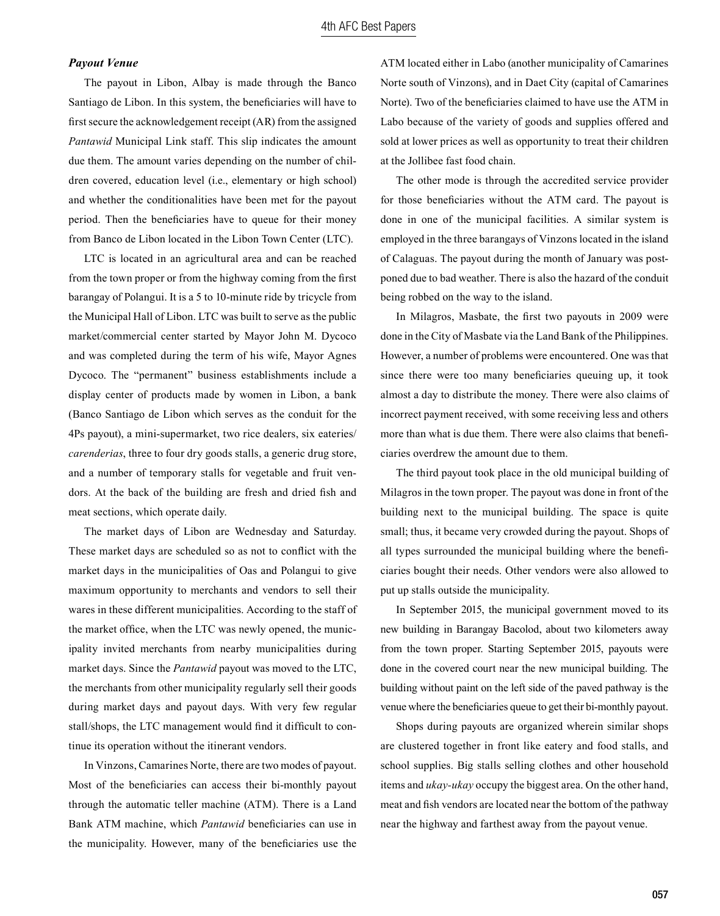### *Payout Venue*

The payout in Libon, Albay is made through the Banco Santiago de Libon. In this system, the beneficiaries will have to first secure the acknowledgement receipt (AR) from the assigned *Pantawid* Municipal Link staff. This slip indicates the amount due them. The amount varies depending on the number of children covered, education level (i.e., elementary or high school) and whether the conditionalities have been met for the payout period. Then the beneficiaries have to queue for their money from Banco de Libon located in the Libon Town Center (LTC).

LTC is located in an agricultural area and can be reached from the town proper or from the highway coming from the first barangay of Polangui. It is a 5 to 10-minute ride by tricycle from the Municipal Hall of Libon. LTC was built to serve as the public market/commercial center started by Mayor John M. Dycoco and was completed during the term of his wife, Mayor Agnes Dycoco. The "permanent" business establishments include a display center of products made by women in Libon, a bank (Banco Santiago de Libon which serves as the conduit for the 4Ps payout), a mini-supermarket, two rice dealers, six eateries/ *carenderias*, three to four dry goods stalls, a generic drug store, and a number of temporary stalls for vegetable and fruit vendors. At the back of the building are fresh and dried fish and meat sections, which operate daily.

The market days of Libon are Wednesday and Saturday. These market days are scheduled so as not to conflict with the market days in the municipalities of Oas and Polangui to give maximum opportunity to merchants and vendors to sell their wares in these different municipalities. According to the staff of the market office, when the LTC was newly opened, the municipality invited merchants from nearby municipalities during market days. Since the *Pantawid* payout was moved to the LTC, the merchants from other municipality regularly sell their goods during market days and payout days. With very few regular stall/shops, the LTC management would find it difficult to continue its operation without the itinerant vendors.

In Vinzons, Camarines Norte, there are two modes of payout. Most of the beneficiaries can access their bi-monthly payout through the automatic teller machine (ATM). There is a Land Bank ATM machine, which *Pantawid* beneficiaries can use in the municipality. However, many of the beneficiaries use the ATM located either in Labo (another municipality of Camarines Norte south of Vinzons), and in Daet City (capital of Camarines Norte). Two of the beneficiaries claimed to have use the ATM in Labo because of the variety of goods and supplies offered and sold at lower prices as well as opportunity to treat their children at the Jollibee fast food chain.

The other mode is through the accredited service provider for those beneficiaries without the ATM card. The payout is done in one of the municipal facilities. A similar system is employed in the three barangays of Vinzons located in the island of Calaguas. The payout during the month of January was postponed due to bad weather. There is also the hazard of the conduit being robbed on the way to the island.

In Milagros, Masbate, the first two payouts in 2009 were done in the City of Masbate via the Land Bank of the Philippines. However, a number of problems were encountered. One was that since there were too many beneficiaries queuing up, it took almost a day to distribute the money. There were also claims of incorrect payment received, with some receiving less and others more than what is due them. There were also claims that beneficiaries overdrew the amount due to them.

The third payout took place in the old municipal building of Milagros in the town proper. The payout was done in front of the building next to the municipal building. The space is quite small; thus, it became very crowded during the payout. Shops of all types surrounded the municipal building where the beneficiaries bought their needs. Other vendors were also allowed to put up stalls outside the municipality.

In September 2015, the municipal government moved to its new building in Barangay Bacolod, about two kilometers away from the town proper. Starting September 2015, payouts were done in the covered court near the new municipal building. The building without paint on the left side of the paved pathway is the venue where the beneficiaries queue to get their bi-monthly payout.

Shops during payouts are organized wherein similar shops are clustered together in front like eatery and food stalls, and school supplies. Big stalls selling clothes and other household items and *ukay-ukay* occupy the biggest area. On the other hand, meat and fish vendors are located near the bottom of the pathway near the highway and farthest away from the payout venue.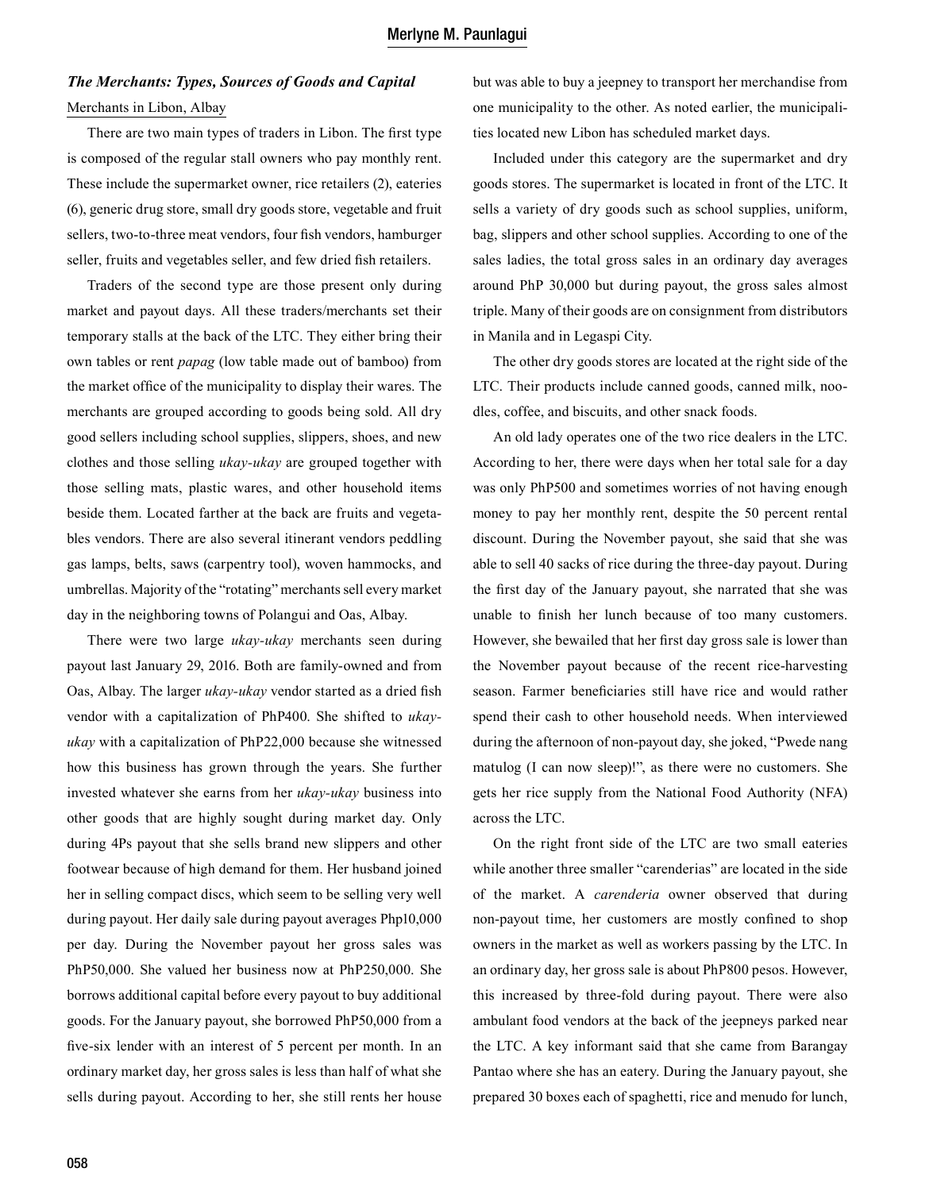### *The Merchants: Types, Sources of Goods and Capital*

Merchants in Libon, Albay

There are two main types of traders in Libon. The first type is composed of the regular stall owners who pay monthly rent. These include the supermarket owner, rice retailers (2), eateries (6), generic drug store, small dry goods store, vegetable and fruit sellers, two-to-three meat vendors, four fish vendors, hamburger seller, fruits and vegetables seller, and few dried fish retailers.

Traders of the second type are those present only during market and payout days. All these traders/merchants set their temporary stalls at the back of the LTC. They either bring their own tables or rent *papag* (low table made out of bamboo) from the market office of the municipality to display their wares. The merchants are grouped according to goods being sold. All dry good sellers including school supplies, slippers, shoes, and new clothes and those selling *ukay-ukay* are grouped together with those selling mats, plastic wares, and other household items beside them. Located farther at the back are fruits and vegetables vendors. There are also several itinerant vendors peddling gas lamps, belts, saws (carpentry tool), woven hammocks, and umbrellas. Majority of the "rotating" merchants sell every market day in the neighboring towns of Polangui and Oas, Albay.

There were two large *ukay-ukay* merchants seen during payout last January 29, 2016. Both are family-owned and from Oas, Albay. The larger *ukay-ukay* vendor started as a dried fish vendor with a capitalization of PhP400. She shifted to *ukay-ukay* with a capitalization of PhP22,000 because she witnessed how this business has grown through the years. She further invested whatever she earns from her *ukay-ukay* business into other goods that are highly sought during market day. Only during 4Ps payout that she sells brand new slippers and other footwear because of high demand for them. Her husband joined her in selling compact discs, which seem to be selling very well during payout. Her daily sale during payout averages Php10,000 per day. During the November payout her gross sales was PhP50,000. She valued her business now at PhP250,000. She borrows additional capital before every payout to buy additional goods. For the January payout, she borrowed PhP50,000 from a five-six lender with an interest of 5 percent per month. In an ordinary market day, her gross sales is less than half of what she sells during payout. According to her, she still rents her house but was able to buy a jeepney to transport her merchandise from one municipality to the other. As noted earlier, the municipalities located new Libon has scheduled market days.

Included under this category are the supermarket and dry goods stores. The supermarket is located in front of the LTC. It sells a variety of dry goods such as school supplies, uniform, bag, slippers and other school supplies. According to one of the sales ladies, the total gross sales in an ordinary day averages around PhP 30,000 but during payout, the gross sales almost triple. Many of their goods are on consignment from distributors in Manila and in Legaspi City.

The other dry goods stores are located at the right side of the LTC. Their products include canned goods, canned milk, noodles, coffee, and biscuits, and other snack foods.

An old lady operates one of the two rice dealers in the LTC. According to her, there were days when her total sale for a day was only PhP500 and sometimes worries of not having enough money to pay her monthly rent, despite the 50 percent rental discount. During the November payout, she said that she was able to sell 40 sacks of rice during the three-day payout. During the first day of the January payout, she narrated that she was unable to finish her lunch because of too many customers. However, she bewailed that her first day gross sale is lower than the November payout because of the recent rice-harvesting season. Farmer beneficiaries still have rice and would rather spend their cash to other household needs. When interviewed during the afternoon of non-payout day, she joked, "Pwede nang matulog (I can now sleep)!", as there were no customers. She gets her rice supply from the National Food Authority (NFA) across the LTC.

On the right front side of the LTC are two small eateries while another three smaller "carenderias" are located in the side of the market. A *carenderia* owner observed that during non-payout time, her customers are mostly confined to shop owners in the market as well as workers passing by the LTC. In an ordinary day, her gross sale is about PhP800 pesos. However, this increased by three-fold during payout. There were also ambulant food vendors at the back of the jeepneys parked near the LTC. A key informant said that she came from Barangay Pantao where she has an eatery. During the January payout, she prepared 30 boxes each of spaghetti, rice and menudo for lunch,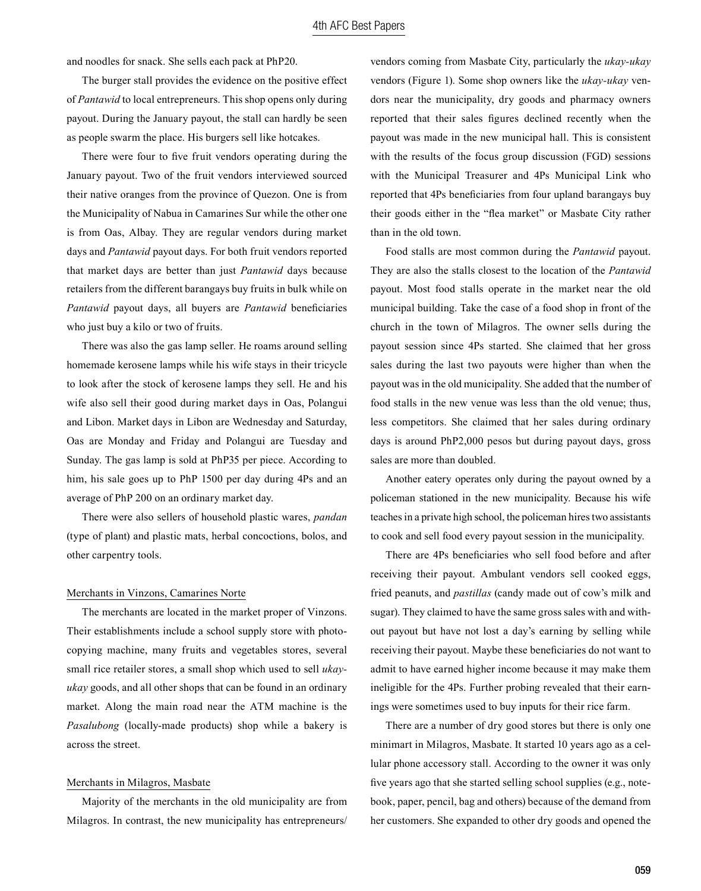and noodles for snack. She sells each pack at PhP20.

The burger stall provides the evidence on the positive effect of *Pantawid* to local entrepreneurs. This shop opens only during payout. During the January payout, the stall can hardly be seen as people swarm the place. His burgers sell like hotcakes.

There were four to five fruit vendors operating during the January payout. Two of the fruit vendors interviewed sourced their native oranges from the province of Quezon. One is from the Municipality of Nabua in Camarines Sur while the other one is from Oas, Albay. They are regular vendors during market days and *Pantawid* payout days. For both fruit vendors reported that market days are better than just *Pantawid* days because retailers from the different barangays buy fruits in bulk while on *Pantawid* payout days, all buyers are *Pantawid* beneficiaries who just buy a kilo or two of fruits.

There was also the gas lamp seller. He roams around selling homemade kerosene lamps while his wife stays in their tricycle to look after the stock of kerosene lamps they sell. He and his wife also sell their good during market days in Oas, Polangui and Libon. Market days in Libon are Wednesday and Saturday, Oas are Monday and Friday and Polangui are Tuesday and Sunday. The gas lamp is sold at PhP35 per piece. According to him, his sale goes up to PhP 1500 per day during 4Ps and an average of PhP 200 on an ordinary market day.

There were also sellers of household plastic wares, *pandan* (type of plant) and plastic mats, herbal concoctions, bolos, and other carpentry tools.

### Merchants in Vinzons, Camarines Norte

The merchants are located in the market proper of Vinzons. Their establishments include a school supply store with photocopying machine, many fruits and vegetables stores, several small rice retailer stores, a small shop which used to sell *ukay-ukay* goods, and all other shops that can be found in an ordinary market. Along the main road near the ATM machine is the *Pasalubong* (locally-made products) shop while a bakery is across the street.

### Merchants in Milagros, Masbate

Majority of the merchants in the old municipality are from Milagros. In contrast, the new municipality has entrepreneurs/vendors coming from Masbate City, particularly the *ukay-ukay* vendors (Figure 1). Some shop owners like the *ukay-ukay* vendors near the municipality, dry goods and pharmacy owners reported that their sales figures declined recently when the payout was made in the new municipal hall. This is consistent with the results of the focus group discussion (FGD) sessions with the Municipal Treasurer and 4Ps Municipal Link who reported that 4Ps beneficiaries from four upland barangays buy their goods either in the "flea market" or Masbate City rather than in the old town.

Food stalls are most common during the *Pantawid* payout. They are also the stalls closest to the location of the *Pantawid* payout. Most food stalls operate in the market near the old municipal building. Take the case of a food shop in front of the church in the town of Milagros. The owner sells during the payout session since 4Ps started. She claimed that her gross sales during the last two payouts were higher than when the payout was in the old municipality. She added that the number of food stalls in the new venue was less than the old venue; thus, less competitors. She claimed that her sales during ordinary days is around PhP2,000 pesos but during payout days, gross sales are more than doubled.

Another eatery operates only during the payout owned by a policeman stationed in the new municipality. Because his wife teaches in a private high school, the policeman hires two assistants to cook and sell food every payout session in the municipality.

There are 4Ps beneficiaries who sell food before and after receiving their payout. Ambulant vendors sell cooked eggs, fried peanuts, and *pastillas* (candy made out of cow's milk and sugar). They claimed to have the same gross sales with and without payout but have not lost a day's earning by selling while receiving their payout. Maybe these beneficiaries do not want to admit to have earned higher income because it may make them ineligible for the 4Ps. Further probing revealed that their earnings were sometimes used to buy inputs for their rice farm.

There are a number of dry good stores but there is only one minimart in Milagros, Masbate. It started 10 years ago as a cellular phone accessory stall. According to the owner it was only five years ago that she started selling school supplies (e.g., notebook, paper, pencil, bag and others) because of the demand from her customers. She expanded to other dry goods and opened the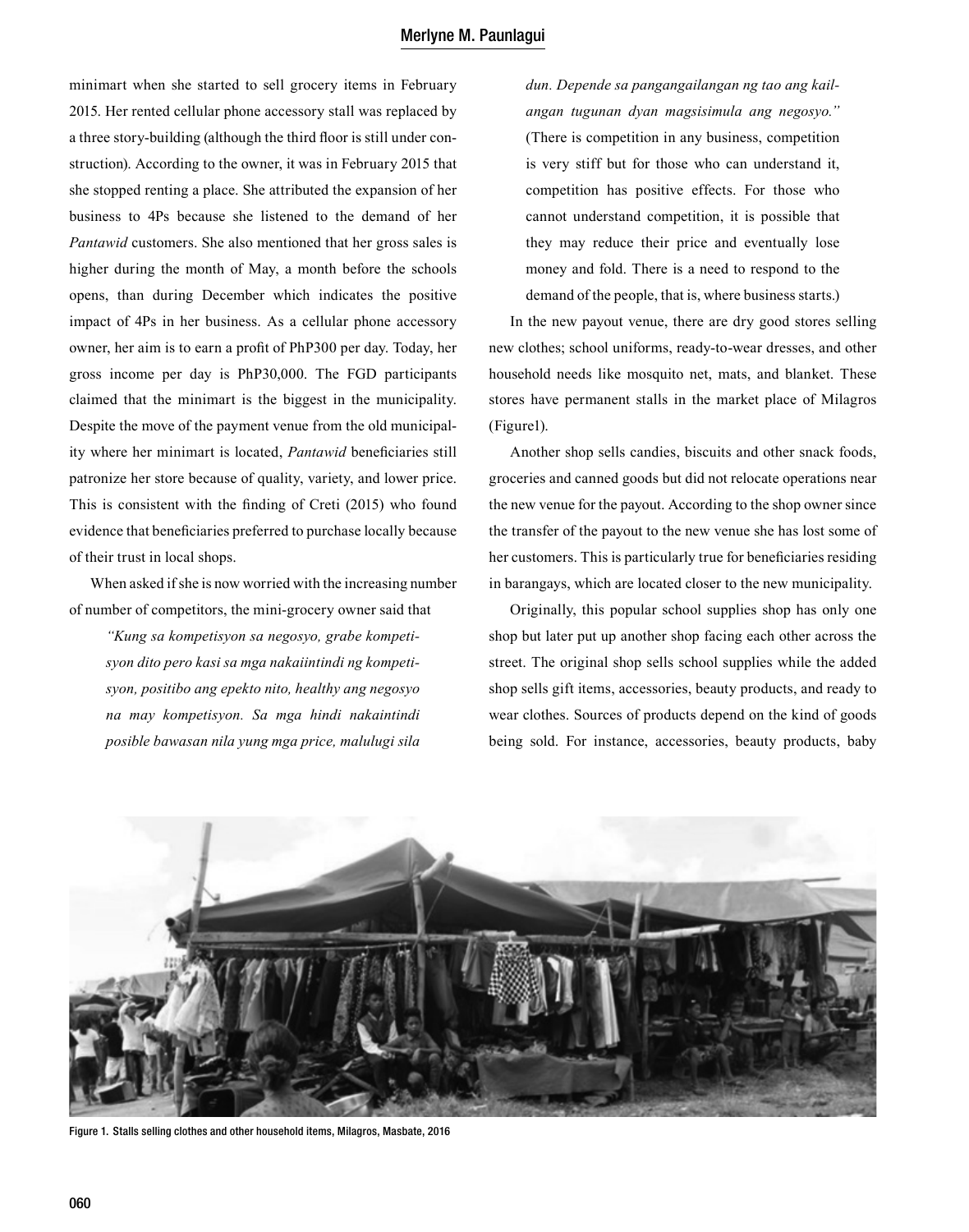minimart when she started to sell grocery items in February 2015. Her rented cellular phone accessory stall was replaced by a three story-building (although the third floor is still under construction). According to the owner, it was in February 2015 that she stopped renting a place. She attributed the expansion of her business to 4Ps because she listened to the demand of her *Pantawid* customers. She also mentioned that her gross sales is higher during the month of May, a month before the schools opens, than during December which indicates the positive impact of 4Ps in her business. As a cellular phone accessory owner, her aim is to earn a profit of PhP300 per day. Today, her gross income per day is PhP30,000. The FGD participants claimed that the minimart is the biggest in the municipality. Despite the move of the payment venue from the old municipality where her minimart is located, *Pantawid* beneficiaries still patronize her store because of quality, variety, and lower price. This is consistent with the finding of Creti (2015) who found evidence that beneficiaries preferred to purchase locally because of their trust in local shops.

When asked if she is now worried with the increasing number of number of competitors, the mini-grocery owner said that

> *"Kung sa kompetisyon sa negosyo, grabe kompetisyon dito pero kasi sa mga nakaiintindi ng kompetisyon, positibo ang epekto nito, healthy ang negosyo na may kompetisyon. Sa mga hindi nakaintindi posible bawasan nila yung mga price, malulugi sila dun. Depende sa pangangailangan ng tao ang kailangan tugunan dyan magsisimula ang negosyo."* (There is competition in any business, competition is very stiff but for those who can understand it, competition has positive effects. For those who cannot understand competition, it is possible that they may reduce their price and eventually lose money and fold. There is a need to respond to the demand of the people, that is, where business starts.)

In the new payout venue, there are dry good stores selling new clothes; school uniforms, ready-to-wear dresses, and other household needs like mosquito net, mats, and blanket. These stores have permanent stalls in the market place of Milagros (Figure1).

Another shop sells candies, biscuits and other snack foods, groceries and canned goods but did not relocate operations near the new venue for the payout. According to the shop owner since the transfer of the payout to the new venue she has lost some of her customers. This is particularly true for beneficiaries residing in barangays, which are located closer to the new municipality.

Originally, this popular school supplies shop has only one shop but later put up another shop facing each other across the street. The original shop sells school supplies while the added shop sells gift items, accessories, beauty products, and ready to wear clothes. Sources of products depend on the kind of goods being sold. For instance, accessories, beauty products, baby

Figure 1. Stalls selling clothes and other household items, Milagros, Masbate, 2016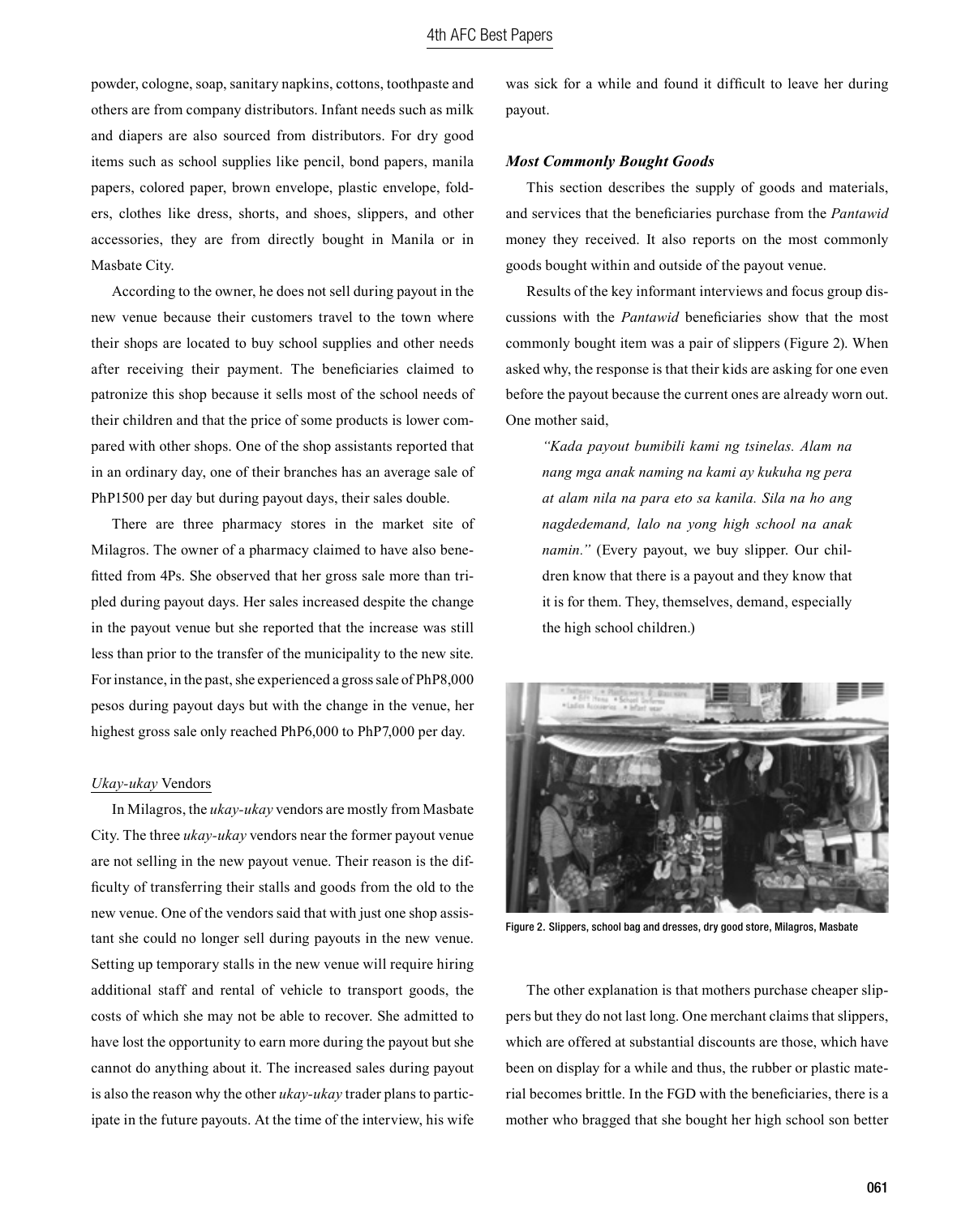powder, cologne, soap, sanitary napkins, cottons, toothpaste and others are from company distributors. Infant needs such as milk and diapers are also sourced from distributors. For dry good items such as school supplies like pencil, bond papers, manila papers, colored paper, brown envelope, plastic envelope, folders, clothes like dress, shorts, and shoes, slippers, and other accessories, they are from directly bought in Manila or in Masbate City.

According to the owner, he does not sell during payout in the new venue because their customers travel to the town where their shops are located to buy school supplies and other needs after receiving their payment. The beneficiaries claimed to patronize this shop because it sells most of the school needs of their children and that the price of some products is lower compared with other shops. One of the shop assistants reported that in an ordinary day, one of their branches has an average sale of PhP1500 per day but during payout days, their sales double.

There are three pharmacy stores in the market site of Milagros. The owner of a pharmacy claimed to have also benefitted from 4Ps. She observed that her gross sale more than tripled during payout days. Her sales increased despite the change in the payout venue but she reported that the increase was still less than prior to the transfer of the municipality to the new site. For instance, in the past, she experienced a gross sale of PhP8,000 pesos during payout days but with the change in the venue, her highest gross sale only reached PhP6,000 to PhP7,000 per day.

*Ukay-ukay* Vendors

In Milagros, the *ukay-ukay* vendors are mostly from Masbate City. The three *ukay-ukay* vendors near the former payout venue are not selling in the new payout venue. Their reason is the difficulty of transferring their stalls and goods from the old to the new venue. One of the vendors said that with just one shop assistant she could no longer sell during payouts in the new venue. Setting up temporary stalls in the new venue will require hiring additional staff and rental of vehicle to transport goods, the costs of which she may not be able to recover. She admitted to have lost the opportunity to earn more during the payout but she cannot do anything about it. The increased sales during payout is also the reason why the other *ukay-ukay* trader plans to participate in the future payouts. At the time of the interview, his wife was sick for a while and found it difficult to leave her during payout.

### *Most Commonly Bought Goods*

This section describes the supply of goods and materials, and services that the beneficiaries purchase from the *Pantawid* money they received. It also reports on the most commonly goods bought within and outside of the payout venue.

Results of the key informant interviews and focus group discussions with the *Pantawid* beneficiaries show that the most commonly bought item was a pair of slippers (Figure 2). When asked why, the response is that their kids are asking for one even before the payout because the current ones are already worn out. One mother said,

> *"Kada payout bumibili kami ng tsinelas. Alam na nang mga anak naming na kami ay kukuha ng pera at alam nila na para eto sa kanila. Sila na ho ang nagdedemand, lalo na yong high school na anak namin."* (Every payout, we buy slipper. Our children know that there is a payout and they know that it is for them. They, themselves, demand, especially the high school children.)

Figure 2. Slippers, school bag and dresses, dry good store, Milagros, Masbate

The other explanation is that mothers purchase cheaper slippers but they do not last long. One merchant claims that slippers, which are offered at substantial discounts are those, which have been on display for a while and thus, the rubber or plastic material becomes brittle. In the FGD with the beneficiaries, there is a mother who bragged that she bought her high school son better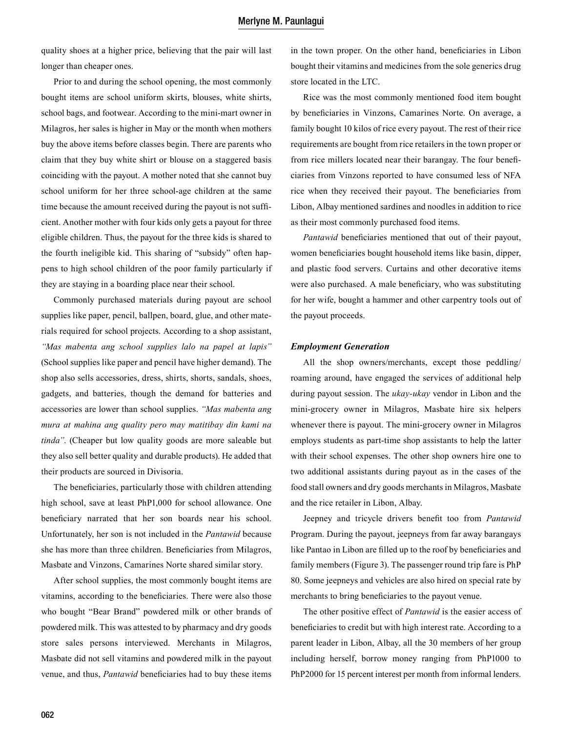quality shoes at a higher price, believing that the pair will last longer than cheaper ones.

Prior to and during the school opening, the most commonly bought items are school uniform skirts, blouses, white shirts, school bags, and footwear. According to the mini-mart owner in Milagros, her sales is higher in May or the month when mothers buy the above items before classes begin. There are parents who claim that they buy white shirt or blouse on a staggered basis coinciding with the payout. A mother noted that she cannot buy school uniform for her three school-age children at the same time because the amount received during the payout is not sufficient. Another mother with four kids only gets a payout for three eligible children. Thus, the payout for the three kids is shared to the fourth ineligible kid. This sharing of "subsidy" often happens to high school children of the poor family particularly if they are staying in a boarding place near their school.

Commonly purchased materials during payout are school supplies like paper, pencil, ballpen, board, glue, and other materials required for school projects. According to a shop assistant, *"Mas mabenta ang school supplies lalo na papel at lapis"* (School supplies like paper and pencil have higher demand). The shop also sells accessories, dress, shirts, shorts, sandals, shoes, gadgets, and batteries, though the demand for batteries and accessories are lower than school supplies. *"Mas mabenta ang mura at mahina ang quality pero may matitibay din kami na tinda"*. (Cheaper but low quality goods are more saleable but they also sell better quality and durable products). He added that their products are sourced in Divisoria.

The beneficiaries, particularly those with children attending high school, save at least PhP1,000 for school allowance. One beneficiary narrated that her son boards near his school. Unfortunately, her son is not included in the *Pantawid* because she has more than three children. Beneficiaries from Milagros, Masbate and Vinzons, Camarines Norte shared similar story.

After school supplies, the most commonly bought items are vitamins, according to the beneficiaries. There were also those who bought "Bear Brand" powdered milk or other brands of powdered milk. This was attested to by pharmacy and dry goods store sales persons interviewed. Merchants in Milagros, Masbate did not sell vitamins and powdered milk in the payout venue, and thus, *Pantawid* beneficiaries had to buy these items in the town proper. On the other hand, beneficiaries in Libon bought their vitamins and medicines from the sole generics drug store located in the LTC.

Rice was the most commonly mentioned food item bought by beneficiaries in Vinzons, Camarines Norte. On average, a family bought 10 kilos of rice every payout. The rest of their rice requirements are bought from rice retailers in the town proper or from rice millers located near their barangay. The four beneficiaries from Vinzons reported to have consumed less of NFA rice when they received their payout. The beneficiaries from Libon, Albay mentioned sardines and noodles in addition to rice as their most commonly purchased food items.

*Pantawid* beneficiaries mentioned that out of their payout, women beneficiaries bought household items like basin, dipper, and plastic food servers. Curtains and other decorative items were also purchased. A male beneficiary, who was substituting for her wife, bought a hammer and other carpentry tools out of the payout proceeds.

### *Employment Generation*

All the shop owners/merchants, except those peddling/roaming around, have engaged the services of additional help during payout session. The *ukay-ukay* vendor in Libon and the mini-grocery owner in Milagros, Masbate hire six helpers whenever there is payout. The mini-grocery owner in Milagros employs students as part-time shop assistants to help the latter with their school expenses. The other shop owners hire one to two additional assistants during payout as in the cases of the food stall owners and dry goods merchants in Milagros, Masbate and the rice retailer in Libon, Albay.

Jeepney and tricycle drivers benefit too from *Pantawid* Program. During the payout, jeepneys from far away barangays like Pantao in Libon are filled up to the roof by beneficiaries and family members (Figure 3). The passenger round trip fare is PhP 80. Some jeepneys and vehicles are also hired on special rate by merchants to bring beneficiaries to the payout venue.

The other positive effect of *Pantawid* is the easier access of beneficiaries to credit but with high interest rate. According to a parent leader in Libon, Albay, all the 30 members of her group including herself, borrow money ranging from PhP1000 to PhP2000 for 15 percent interest per month from informal lenders.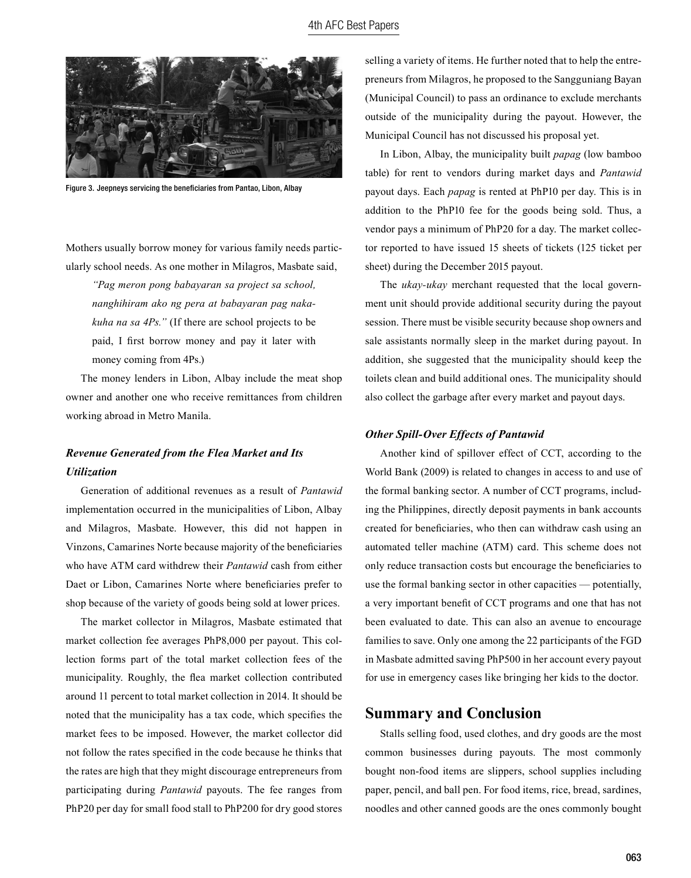Figure 3. Jeepneys servicing the beneficiaries from Pantao, Libon, Albay

Mothers usually borrow money for various family needs particularly school needs. As one mother in Milagros, Masbate said,

> *"Pag meron pong babayaran sa project sa school, nanghihiram ako ng pera at babayaran pag nakakuha na sa 4Ps."* (If there are school projects to be paid, I first borrow money and pay it later with money coming from 4Ps.)

The money lenders in Libon, Albay include the meat shop owner and another one who receive remittances from children working abroad in Metro Manila.

### *Revenue Generated from the Flea Market and Its Utilization*

Generation of additional revenues as a result of *Pantawid* implementation occurred in the municipalities of Libon, Albay and Milagros, Masbate. However, this did not happen in Vinzons, Camarines Norte because majority of the beneficiaries who have ATM card withdrew their *Pantawid* cash from either Daet or Libon, Camarines Norte where beneficiaries prefer to shop because of the variety of goods being sold at lower prices.

The market collector in Milagros, Masbate estimated that market collection fee averages PhP8,000 per payout. This collection forms part of the total market collection fees of the municipality. Roughly, the flea market collection contributed around 11 percent to total market collection in 2014. It should be noted that the municipality has a tax code, which specifies the market fees to be imposed. However, the market collector did not follow the rates specified in the code because he thinks that the rates are high that they might discourage entrepreneurs from participating during *Pantawid* payouts. The fee ranges from PhP20 per day for small food stall to PhP200 for dry good stores selling a variety of items. He further noted that to help the entrepreneurs from Milagros, he proposed to the Sangguniang Bayan (Municipal Council) to pass an ordinance to exclude merchants outside of the municipality during the payout. However, the Municipal Council has not discussed his proposal yet.

In Libon, Albay, the municipality built *papag* (low bamboo table) for rent to vendors during market days and *Pantawid* payout days. Each *papag* is rented at PhP10 per day. This is in addition to the PhP10 fee for the goods being sold. Thus, a vendor pays a minimum of PhP20 for a day. The market collector reported to have issued 15 sheets of tickets (125 ticket per sheet) during the December 2015 payout.

The *ukay-ukay* merchant requested that the local government unit should provide additional security during the payout session. There must be visible security because shop owners and sale assistants normally sleep in the market during payout. In addition, she suggested that the municipality should keep the toilets clean and build additional ones. The municipality should also collect the garbage after every market and payout days.

### *Other Spill-Over Effects of Pantawid*

Another kind of spillover effect of CCT, according to the World Bank (2009) is related to changes in access to and use of the formal banking sector. A number of CCT programs, including the Philippines, directly deposit payments in bank accounts created for beneficiaries, who then can withdraw cash using an automated teller machine (ATM) card. This scheme does not only reduce transaction costs but encourage the beneficiaries to use the formal banking sector in other capacities — potentially, a very important benefit of CCT programs and one that has not been evaluated to date. This can also an avenue to encourage families to save. Only one among the 22 participants of the FGD in Masbate admitted saving PhP500 in her account every payout for use in emergency cases like bringing her kids to the doctor.

## Summary and Conclusion

Stalls selling food, used clothes, and dry goods are the most common businesses during payouts. The most commonly bought non-food items are slippers, school supplies including paper, pencil, and ball pen. For food items, rice, bread, sardines, noodles and other canned goods are the ones commonly bought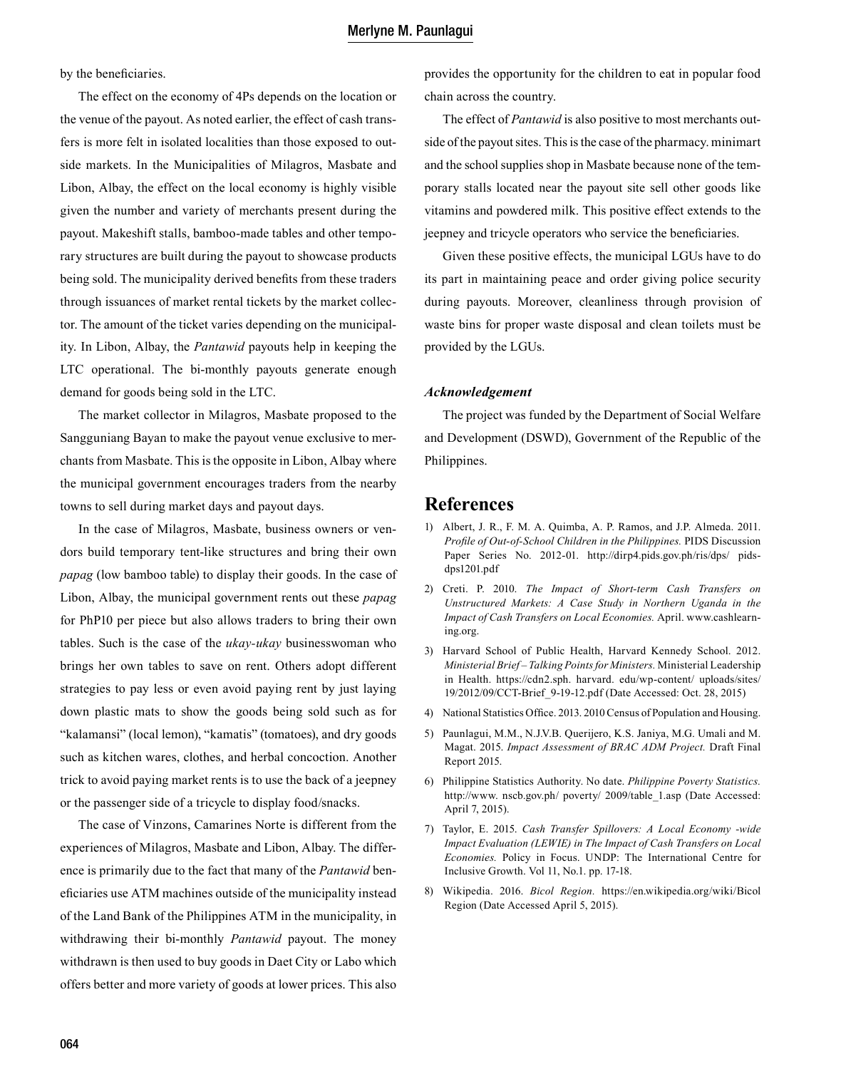by the beneficiaries.

The effect on the economy of 4Ps depends on the location or the venue of the payout. As noted earlier, the effect of cash transfers is more felt in isolated localities than those exposed to outside markets. In the Municipalities of Milagros, Masbate and Libon, Albay, the effect on the local economy is highly visible given the number and variety of merchants present during the payout. Makeshift stalls, bamboo-made tables and other temporary structures are built during the payout to showcase products being sold. The municipality derived benefits from these traders through issuances of market rental tickets by the market collector. The amount of the ticket varies depending on the municipality. In Libon, Albay, the *Pantawid* payouts help in keeping the LTC operational. The bi-monthly payouts generate enough demand for goods being sold in the LTC.

The market collector in Milagros, Masbate proposed to the Sangguniang Bayan to make the payout venue exclusive to merchants from Masbate. This is the opposite in Libon, Albay where the municipal government encourages traders from the nearby towns to sell during market days and payout days.

In the case of Milagros, Masbate, business owners or vendors build temporary tent-like structures and bring their own *papag* (low bamboo table) to display their goods. In the case of Libon, Albay, the municipal government rents out these *papag* for PhP10 per piece but also allows traders to bring their own tables. Such is the case of the *ukay-ukay* businesswoman who brings her own tables to save on rent. Others adopt different strategies to pay less or even avoid paying rent by just laying down plastic mats to show the goods being sold such as for "kalamansi" (local lemon), "kamatis" (tomatoes), and dry goods such as kitchen wares, clothes, and herbal concoction. Another trick to avoid paying market rents is to use the back of a jeepney or the passenger side of a tricycle to display food/snacks.

The case of Vinzons, Camarines Norte is different from the experiences of Milagros, Masbate and Libon, Albay. The difference is primarily due to the fact that many of the *Pantawid* beneficiaries use ATM machines outside of the municipality instead of the Land Bank of the Philippines ATM in the municipality, in withdrawing their bi-monthly *Pantawid* payout. The money withdrawn is then used to buy goods in Daet City or Labo which offers better and more variety of goods at lower prices. This also provides the opportunity for the children to eat in popular food chain across the country.

The effect of *Pantawid* is also positive to most merchants outside of the payout sites. This is the case of the pharmacy. minimart and the school supplies shop in Masbate because none of the temporary stalls located near the payout site sell other goods like vitamins and powdered milk. This positive effect extends to the jeepney and tricycle operators who service the beneficiaries.

Given these positive effects, the municipal LGUs have to do its part in maintaining peace and order giving police security during payouts. Moreover, cleanliness through provision of waste bins for proper waste disposal and clean toilets must be provided by the LGUs.

### *Acknowledgement*

The project was funded by the Department of Social Welfare and Development (DSWD), Government of the Republic of the Philippines.

## References

1) Albert, J. R., F. M. A. Quimba, A. P. Ramos, and J.P. Almeda. 2011. *Profile of Out-of-School Children in the Philippines.* PIDS Discussion Paper Series No. 2012-01. http://dirp4.pids.gov.ph/ris/dps/ pidsdps1201.pdf
2) Creti. P. 2010. *The Impact of Short-term Cash Transfers on Unstructured Markets: A Case Study in Northern Uganda in the Impact of Cash Transfers on Local Economies.* April. www.cashlearning.org.
3) Harvard School of Public Health, Harvard Kennedy School. 2012. *Ministerial Brief – Talking Points for Ministers.* Ministerial Leadership in Health. https://cdn2.sph. harvard. edu/wp-content/ uploads/sites/ 19/2012/09/CCT-Brief_9-19-12.pdf (Date Accessed: Oct. 28, 2015)
4) National Statistics Office. 2013. 2010 Census of Population and Housing.
5) Paunlagui, M.M., N.J.V.B. Querijero, K.S. Janiya, M.G. Umali and M. Magat. 2015. *Impact Assessment of BRAC ADM Project.* Draft Final Report 2015.
6) Philippine Statistics Authority. No date. *Philippine Poverty Statistics.* http://www. nscb.gov.ph/ poverty/ 2009/table_1.asp (Date Accessed: April 7, 2015).
7) Taylor, E. 2015. *Cash Transfer Spillovers: A Local Economy -wide Impact Evaluation (LEWIE) in The Impact of Cash Transfers on Local Economies.* Policy in Focus. UNDP: The International Centre for Inclusive Growth. Vol 11, No.1. pp. 17-18.
8) Wikipedia. 2016. *Bicol Region.* https://en.wikipedia.org/wiki/Bicol Region (Date Accessed April 5, 2015).